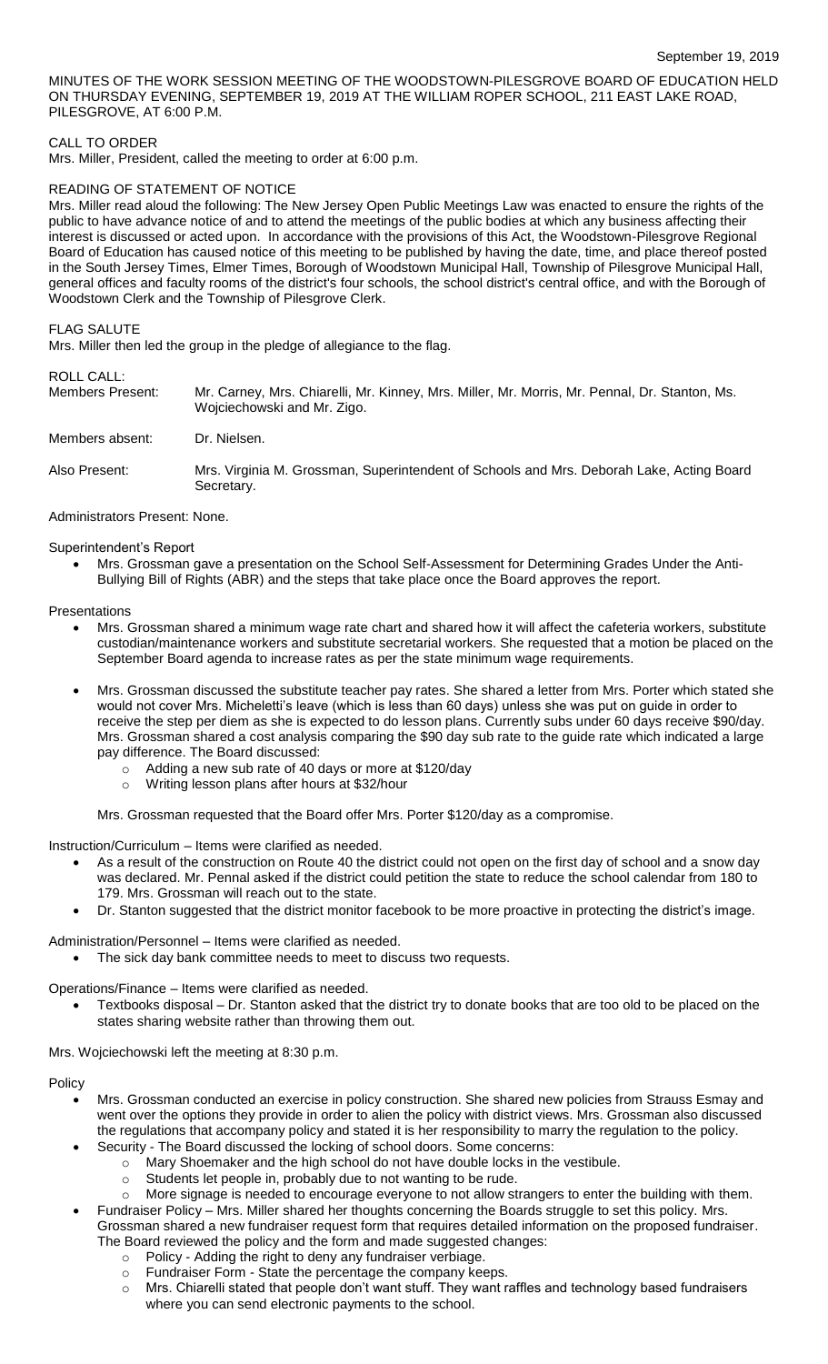September 19, 2019

MINUTES OF THE WORK SESSION MEETING OF THE WOODSTOWN-PILESGROVE BOARD OF EDUCATION HELD ON THURSDAY EVENING, SEPTEMBER 19, 2019 AT THE WILLIAM ROPER SCHOOL, 211 EAST LAKE ROAD, PILESGROVE, AT 6:00 P.M.

CALL TO ORDER

Mrs. Miller, President, called the meeting to order at 6:00 p.m.

READING OF STATEMENT OF NOTICE

Mrs. Miller read aloud the following: The New Jersey Open Public Meetings Law was enacted to ensure the rights of the public to have advance notice of and to attend the meetings of the public bodies at which any business affecting their interest is discussed or acted upon. In accordance with the provisions of this Act, the Woodstown-Pilesgrove Regional Board of Education has caused notice of this meeting to be published by having the date, time, and place thereof posted in the South Jersey Times, Elmer Times, Borough of Woodstown Municipal Hall, Township of Pilesgrove Municipal Hall, general offices and faculty rooms of the district's four schools, the school district's central office, and with the Borough of Woodstown Clerk and the Township of Pilesgrove Clerk.

FLAG SALUTE

Mrs. Miller then led the group in the pledge of allegiance to the flag.

ROLL CALL:

Members Present: Mr. Carney, Mrs. Chiarelli, Mr. Kinney, Mrs. Miller, Mr. Morris, Mr. Pennal, Dr. Stanton, Ms. Wojciechowski and Mr. Zigo.

Members absent: Dr. Nielsen.

Also Present: Mrs. Virginia M. Grossman, Superintendent of Schools and Mrs. Deborah Lake, Acting Board Secretary.

Administrators Present: None.

Superintendent's Report

- Mrs. Grossman gave a presentation on the School Self-Assessment for Determining Grades Under the Anti-Bullying Bill of Rights (ABR) and the steps that take place once the Board approves the report.

Presentations

- Mrs. Grossman shared a minimum wage rate chart and shared how it will affect the cafeteria workers, substitute custodian/maintenance workers and substitute secretarial workers. She requested that a motion be placed on the September Board agenda to increase rates as per the state minimum wage requirements.
- Mrs. Grossman discussed the substitute teacher pay rates. She shared a letter from Mrs. Porter which stated she would not cover Mrs. Micheletti's leave (which is less than 60 days) unless she was put on guide in order to receive the step per diem as she is expected to do lesson plans. Currently subs under 60 days receive $90/day. Mrs. Grossman shared a cost analysis comparing the $90 day sub rate to the guide rate which indicated a large pay difference. The Board discussed:
  - Adding a new sub rate of 40 days or more at $120/day
  - Writing lesson plans after hours at $32/hour

  Mrs. Grossman requested that the Board offer Mrs. Porter $120/day as a compromise.

Instruction/Curriculum – Items were clarified as needed.

- As a result of the construction on Route 40 the district could not open on the first day of school and a snow day was declared. Mr. Pennal asked if the district could petition the state to reduce the school calendar from 180 to 179. Mrs. Grossman will reach out to the state.
- Dr. Stanton suggested that the district monitor facebook to be more proactive in protecting the district's image.

Administration/Personnel – Items were clarified as needed.

- The sick day bank committee needs to meet to discuss two requests.

Operations/Finance – Items were clarified as needed.

- Textbooks disposal – Dr. Stanton asked that the district try to donate books that are too old to be placed on the states sharing website rather than throwing them out.

Mrs. Wojciechowski left the meeting at 8:30 p.m.

Policy

- Mrs. Grossman conducted an exercise in policy construction. She shared new policies from Strauss Esmay and went over the options they provide in order to alien the policy with district views. Mrs. Grossman also discussed the regulations that accompany policy and stated it is her responsibility to marry the regulation to the policy.
- Security - The Board discussed the locking of school doors. Some concerns:
  - Mary Shoemaker and the high school do not have double locks in the vestibule.
  - Students let people in, probably due to not wanting to be rude.
  - More signage is needed to encourage everyone to not allow strangers to enter the building with them.
- Fundraiser Policy – Mrs. Miller shared her thoughts concerning the Boards struggle to set this policy. Mrs. Grossman shared a new fundraiser request form that requires detailed information on the proposed fundraiser. The Board reviewed the policy and the form and made suggested changes:
  - Policy - Adding the right to deny any fundraiser verbiage.
  - Fundraiser Form - State the percentage the company keeps.
  - Mrs. Chiarelli stated that people don't want stuff. They want raffles and technology based fundraisers where you can send electronic payments to the school.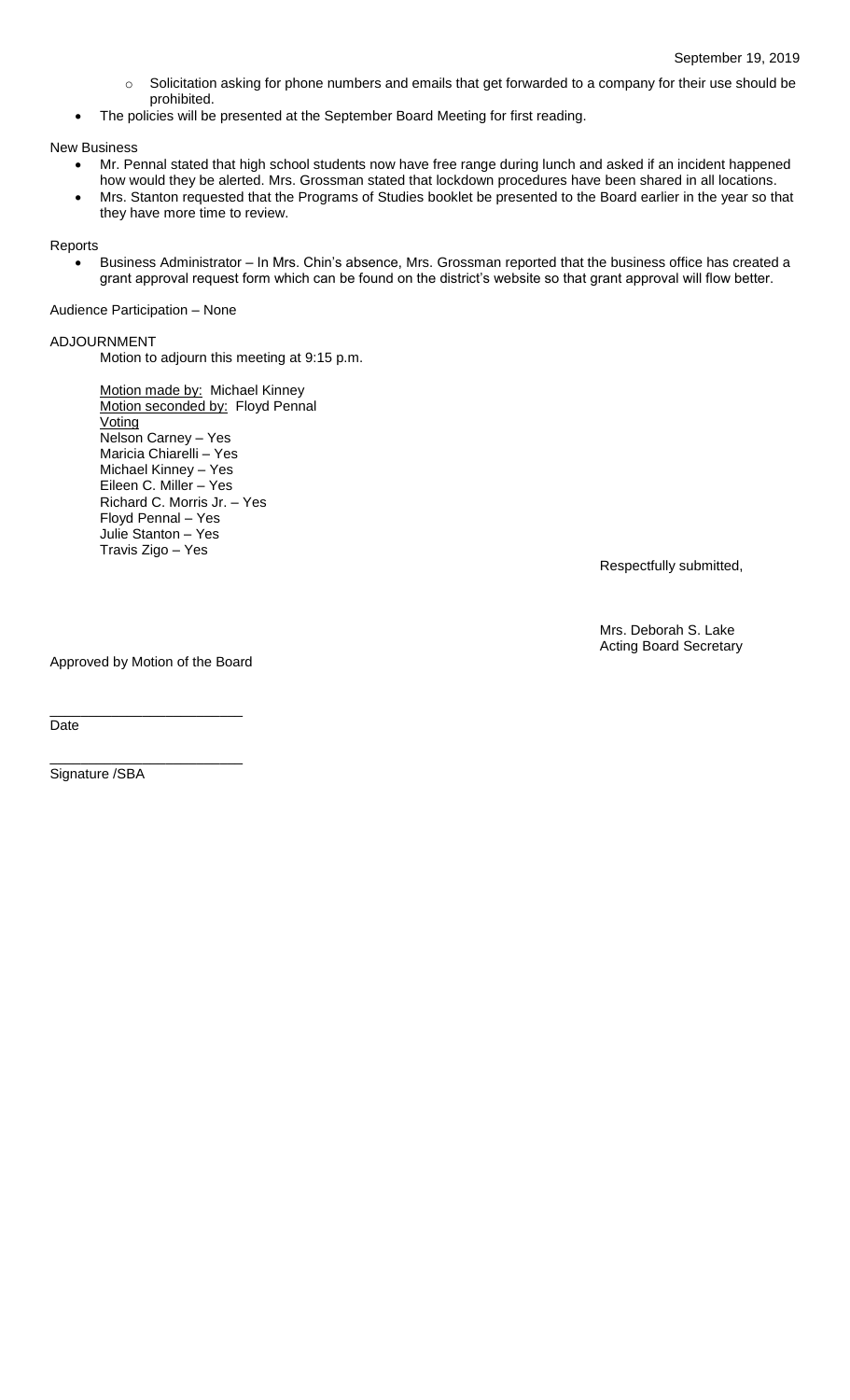- Solicitation asking for phone numbers and emails that get forwarded to a company for their use should be prohibited.
- The policies will be presented at the September Board Meeting for first reading.

New Business

- Mr. Pennal stated that high school students now have free range during lunch and asked if an incident happened how would they be alerted. Mrs. Grossman stated that lockdown procedures have been shared in all locations.
- Mrs. Stanton requested that the Programs of Studies booklet be presented to the Board earlier in the year so that they have more time to review.

Reports

- Business Administrator – In Mrs. Chin's absence, Mrs. Grossman reported that the business office has created a grant approval request form which can be found on the district's website so that grant approval will flow better.

Audience Participation – None

ADJOURNMENT

Motion to adjourn this meeting at 9:15 p.m.

Motion made by: Michael Kinney
Motion seconded by: Floyd Pennal
Voting
Nelson Carney – Yes
Maricia Chiarelli – Yes
Michael Kinney – Yes
Eileen C. Miller – Yes
Richard C. Morris Jr. – Yes
Floyd Pennal – Yes
Julie Stanton – Yes
Travis Zigo – Yes

Respectfully submitted,

Mrs. Deborah S. Lake
Acting Board Secretary

Approved by Motion of the Board

_________________________
Date

_________________________
Signature /SBA